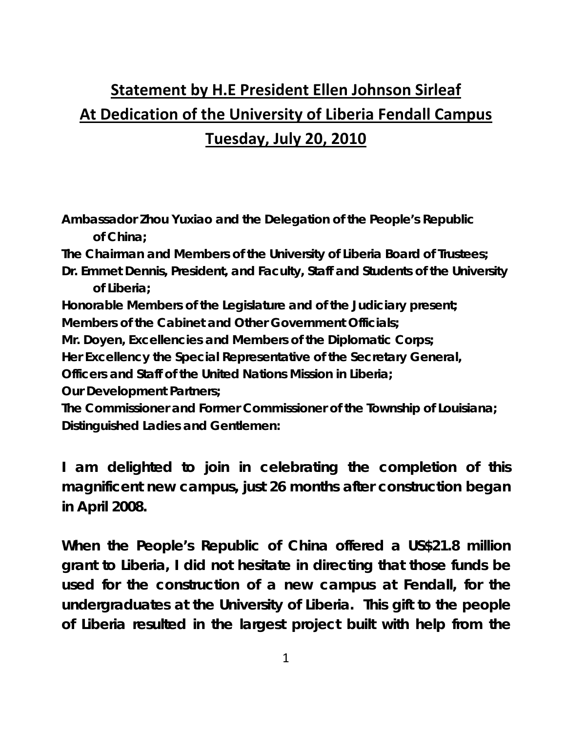# Statement by H.E President Ellen Johnson Sirleaf
# At Dedication of the University of Liberia Fendall Campus
# Tuesday, July 20, 2010

**Ambassador Zhou Yuxiao and the Delegation of the People's Republic of China;**
**The Chairman and Members of the University of Liberia Board of Trustees;**
**Dr. Emmet Dennis, President, and Faculty, Staff and Students of the University of Liberia;**
**Honorable Members of the Legislature and of the Judiciary present;**
**Members of the Cabinet and Other Government Officials;**
**Mr. Doyen, Excellencies and Members of the Diplomatic Corps;**
**Her Excellency the Special Representative of the Secretary General,**
**Officers and Staff of the United Nations Mission in Liberia;**
**Our Development Partners;**
**The Commissioner and Former Commissioner of the Township of Louisiana;**
**Distinguished Ladies and Gentlemen:**

**I am delighted to join in celebrating the completion of this magnificent new campus, just 26 months after construction began in April 2008.**

**When the People's Republic of China offered a US$21.8 million grant to Liberia, I did not hesitate in directing that those funds be used for the construction of a new campus at Fendall, for the undergraduates at the University of Liberia. This gift to the people of Liberia resulted in the largest project built with help from the**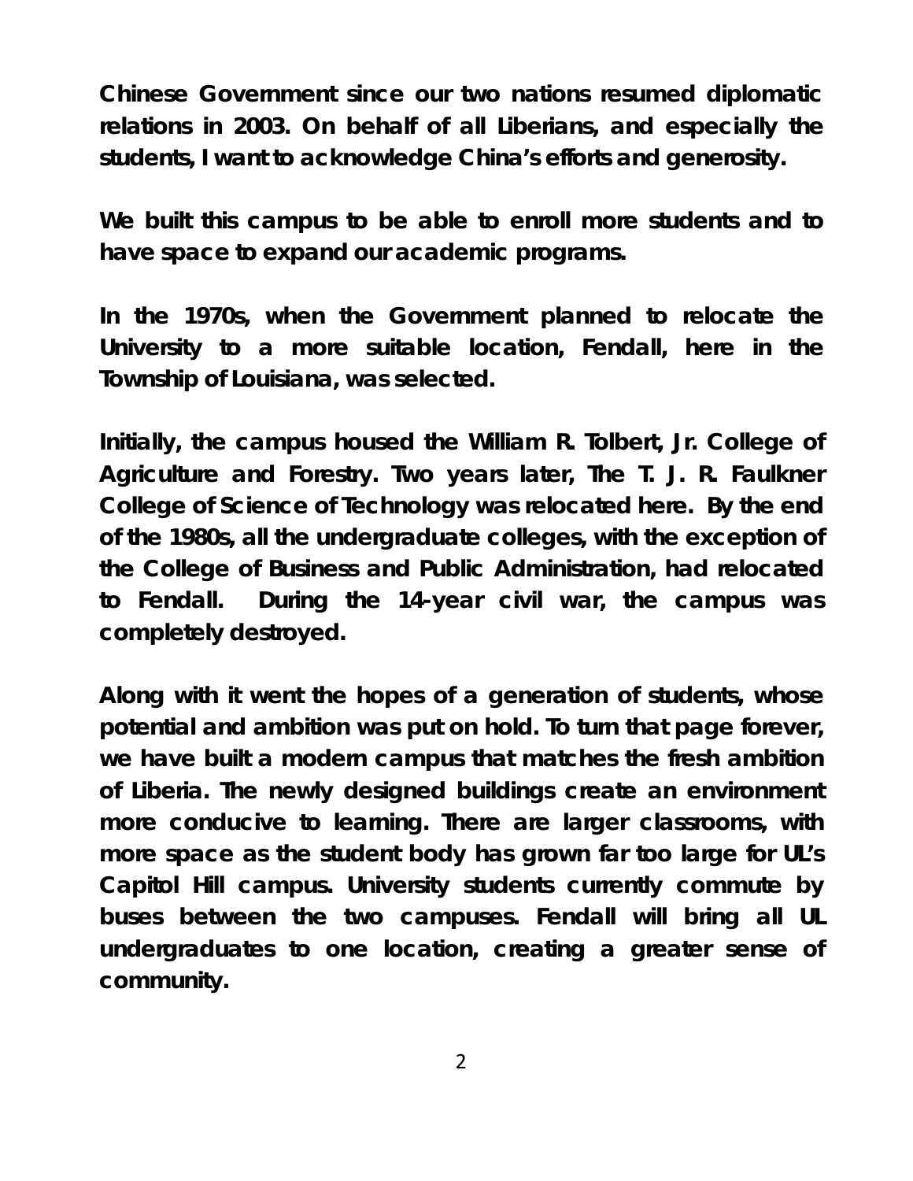**Chinese Government since our two nations resumed diplomatic relations in 2003. On behalf of all Liberians, and especially the students, I want to acknowledge China's efforts and generosity.**

**We built this campus to be able to enroll more students and to have space to expand our academic programs.**

**In the 1970s, when the Government planned to relocate the University to a more suitable location, Fendall, here in the Township of Louisiana, was selected.**

**Initially, the campus housed the William R. Tolbert, Jr. College of Agriculture and Forestry. Two years later, The T. J. R. Faulkner College of Science of Technology was relocated here. By the end of the 1980s, all the undergraduate colleges, with the exception of the College of Business and Public Administration, had relocated to Fendall. During the 14-year civil war, the campus was completely destroyed.**

**Along with it went the hopes of a generation of students, whose potential and ambition was put on hold. To turn that page forever, we have built a modern campus that matches the fresh ambition of Liberia. The newly designed buildings create an environment more conducive to learning. There are larger classrooms, with more space as the student body has grown far too large for UL's Capitol Hill campus. University students currently commute by buses between the two campuses. Fendall will bring all UL undergraduates to one location, creating a greater sense of community.**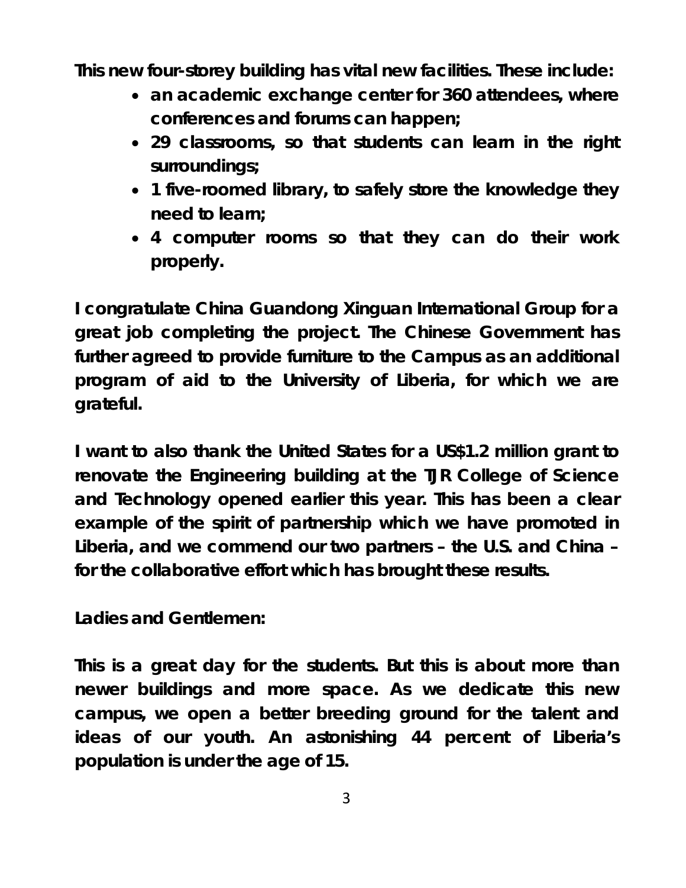**This new four-storey building has vital new facilities. These include:**

- **an academic exchange center for 360 attendees, where conferences and forums can happen;**
- **29 classrooms, so that students can learn in the right surroundings;**
- **1 five-roomed library, to safely store the knowledge they need to learn;**
- **4 computer rooms so that they can do their work properly.**

**I congratulate China Guandong Xinguan International Group for a great job completing the project. The Chinese Government has further agreed to provide furniture to the Campus as an additional program of aid to the University of Liberia, for which we are grateful.**

**I want to also thank the United States for a US$1.2 million grant to renovate the Engineering building at the TJR College of Science and Technology opened earlier this year. This has been a clear example of the spirit of partnership which we have promoted in Liberia, and we commend our two partners – the U.S. and China – for the collaborative effort which has brought these results.**

**Ladies and Gentlemen:**

**This is a great day for the students. But this is about more than newer buildings and more space. As we dedicate this new campus, we open a better breeding ground for the talent and ideas of our youth. An astonishing 44 percent of Liberia's population is under the age of 15.**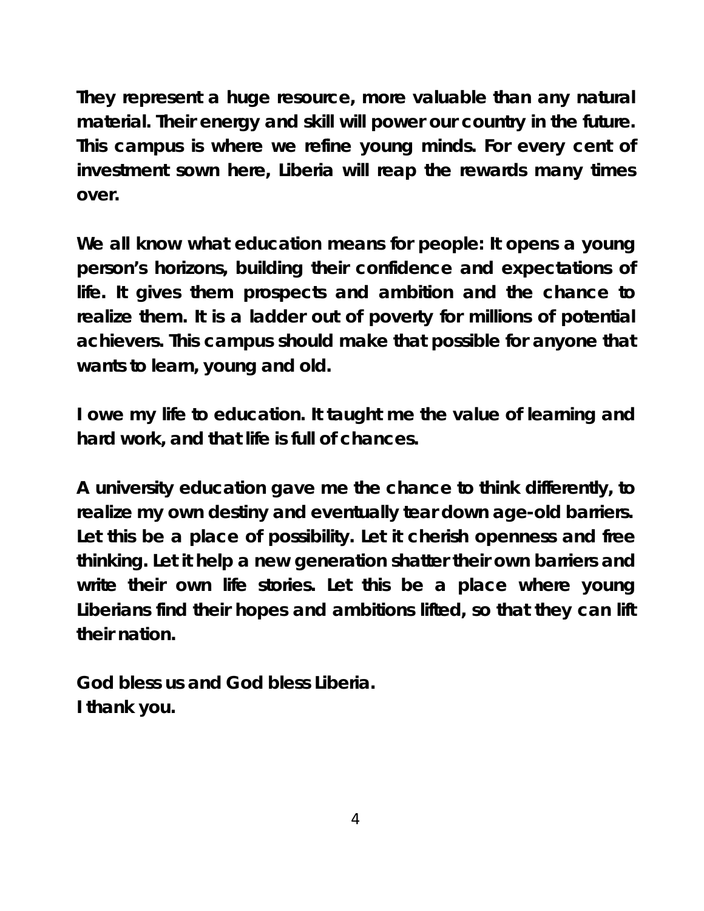**They represent a huge resource, more valuable than any natural material. Their energy and skill will power our country in the future. This campus is where we refine young minds. For every cent of investment sown here, Liberia will reap the rewards many times over.**

**We all know what education means for people: It opens a young person's horizons, building their confidence and expectations of life. It gives them prospects and ambition and the chance to realize them. It is a ladder out of poverty for millions of potential achievers. This campus should make that possible for anyone that wants to learn, young and old.**

**I owe my life to education. It taught me the value of learning and hard work, and that life is full of chances.**

**A university education gave me the chance to think differently, to realize my own destiny and eventually tear down age-old barriers. Let this be a place of possibility. Let it cherish openness and free thinking. Let it help a new generation shatter their own barriers and write their own life stories. Let this be a place where young Liberians find their hopes and ambitions lifted, so that they can lift their nation.**

**God bless us and God bless Liberia.**
**I thank you.**